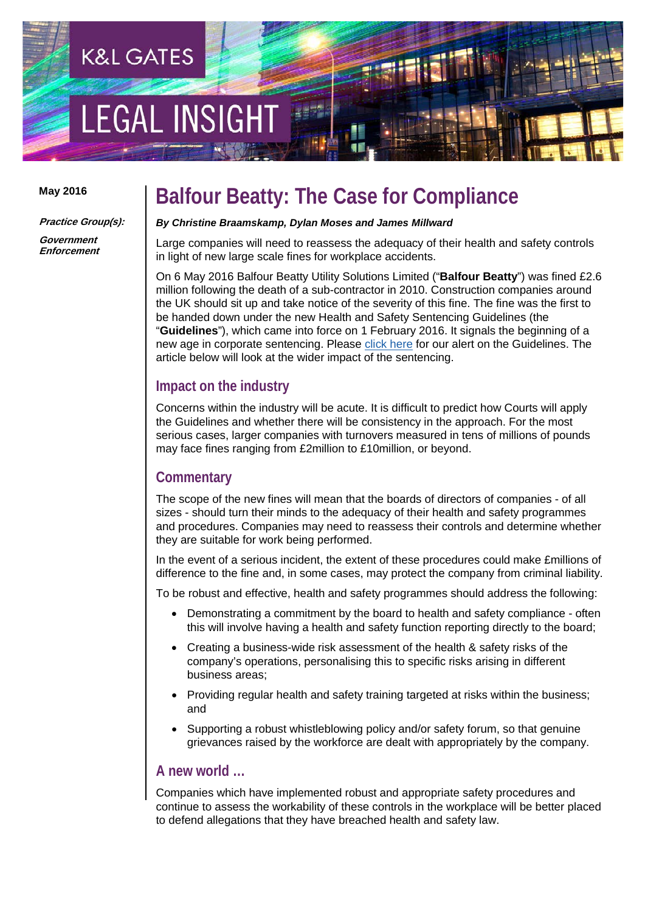K&L GATES

LEGAL INSIGHT

**May 2016**

***Practice Group(s):***

***Government Enforcement***

# Balfour Beatty: The Case for Compliance

***By Christine Braamskamp, Dylan Moses and James Millward***

Large companies will need to reassess the adequacy of their health and safety controls in light of new large scale fines for workplace accidents.

On 6 May 2016 Balfour Beatty Utility Solutions Limited ("**Balfour Beatty**") was fined £2.6 million following the death of a sub-contractor in 2010. Construction companies around the UK should sit up and take notice of the severity of this fine. The fine was the first to be handed down under the new Health and Safety Sentencing Guidelines (the "**Guidelines**"), which came into force on 1 February 2016. It signals the beginning of a new age in corporate sentencing. Please click here for our alert on the Guidelines. The article below will look at the wider impact of the sentencing.

## Impact on the industry

Concerns within the industry will be acute. It is difficult to predict how Courts will apply the Guidelines and whether there will be consistency in the approach. For the most serious cases, larger companies with turnovers measured in tens of millions of pounds may face fines ranging from £2million to £10million, or beyond.

## Commentary

The scope of the new fines will mean that the boards of directors of companies - of all sizes - should turn their minds to the adequacy of their health and safety programmes and procedures. Companies may need to reassess their controls and determine whether they are suitable for work being performed.

In the event of a serious incident, the extent of these procedures could make £millions of difference to the fine and, in some cases, may protect the company from criminal liability.

To be robust and effective, health and safety programmes should address the following:

- Demonstrating a commitment by the board to health and safety compliance - often this will involve having a health and safety function reporting directly to the board;
- Creating a business-wide risk assessment of the health & safety risks of the company's operations, personalising this to specific risks arising in different business areas;
- Providing regular health and safety training targeted at risks within the business; and
- Supporting a robust whistleblowing policy and/or safety forum, so that genuine grievances raised by the workforce are dealt with appropriately by the company.

## A new world …

Companies which have implemented robust and appropriate safety procedures and continue to assess the workability of these controls in the workplace will be better placed to defend allegations that they have breached health and safety law.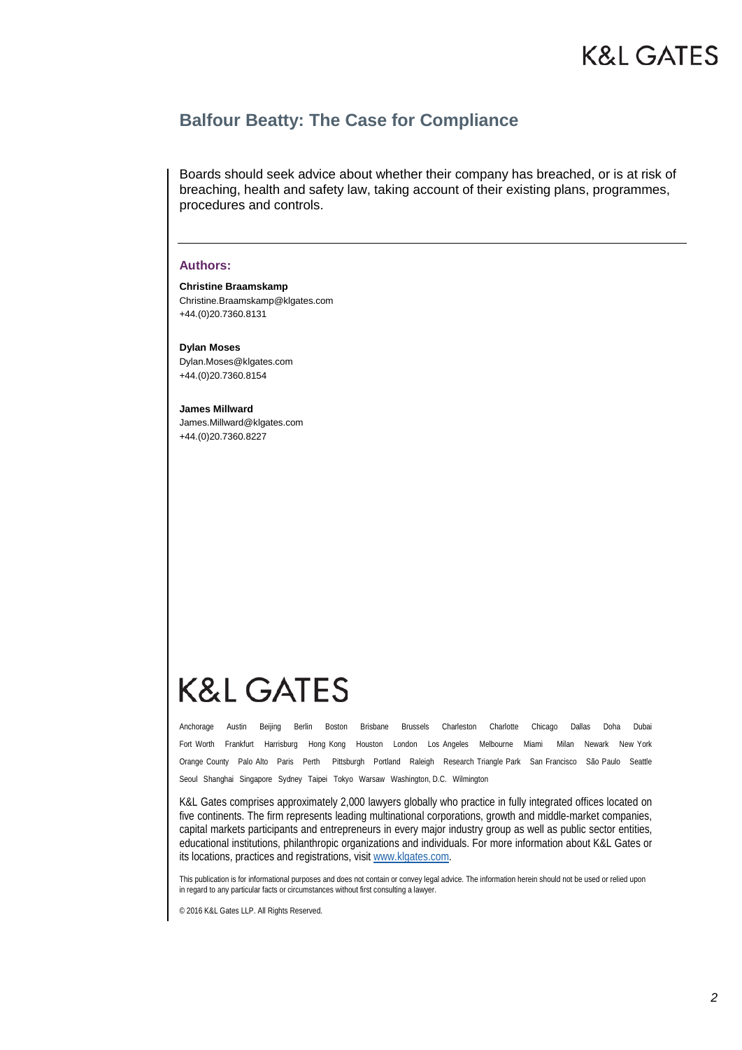## Balfour Beatty: The Case for Compliance

Boards should seek advice about whether their company has breached, or is at risk of breaching, health and safety law, taking account of their existing plans, programmes, procedures and controls.

---

### Authors:

**Christine Braamskamp**
Christine.Braamskamp@klgates.com
+44.(0)20.7360.8131

**Dylan Moses**
Dylan.Moses@klgates.com
+44.(0)20.7360.8154

**James Millward**
James.Millward@klgates.com
+44.(0)20.7360.8227

# K&L GATES

Anchorage Austin Beijing Berlin Boston Brisbane Brussels Charleston Charlotte Chicago Dallas Doha Dubai Fort Worth Frankfurt Harrisburg Hong Kong Houston London Los Angeles Melbourne Miami Milan Newark New York Orange County Palo Alto Paris Perth Pittsburgh Portland Raleigh Research Triangle Park San Francisco São Paulo Seattle Seoul Shanghai Singapore Sydney Taipei Tokyo Warsaw Washington, D.C. Wilmington

K&L Gates comprises approximately 2,000 lawyers globally who practice in fully integrated offices located on five continents. The firm represents leading multinational corporations, growth and middle-market companies, capital markets participants and entrepreneurs in every major industry group as well as public sector entities, educational institutions, philanthropic organizations and individuals. For more information about K&L Gates or its locations, practices and registrations, visit www.klgates.com.

This publication is for informational purposes and does not contain or convey legal advice. The information herein should not be used or relied upon in regard to any particular facts or circumstances without first consulting a lawyer.

© 2016 K&L Gates LLP. All Rights Reserved.